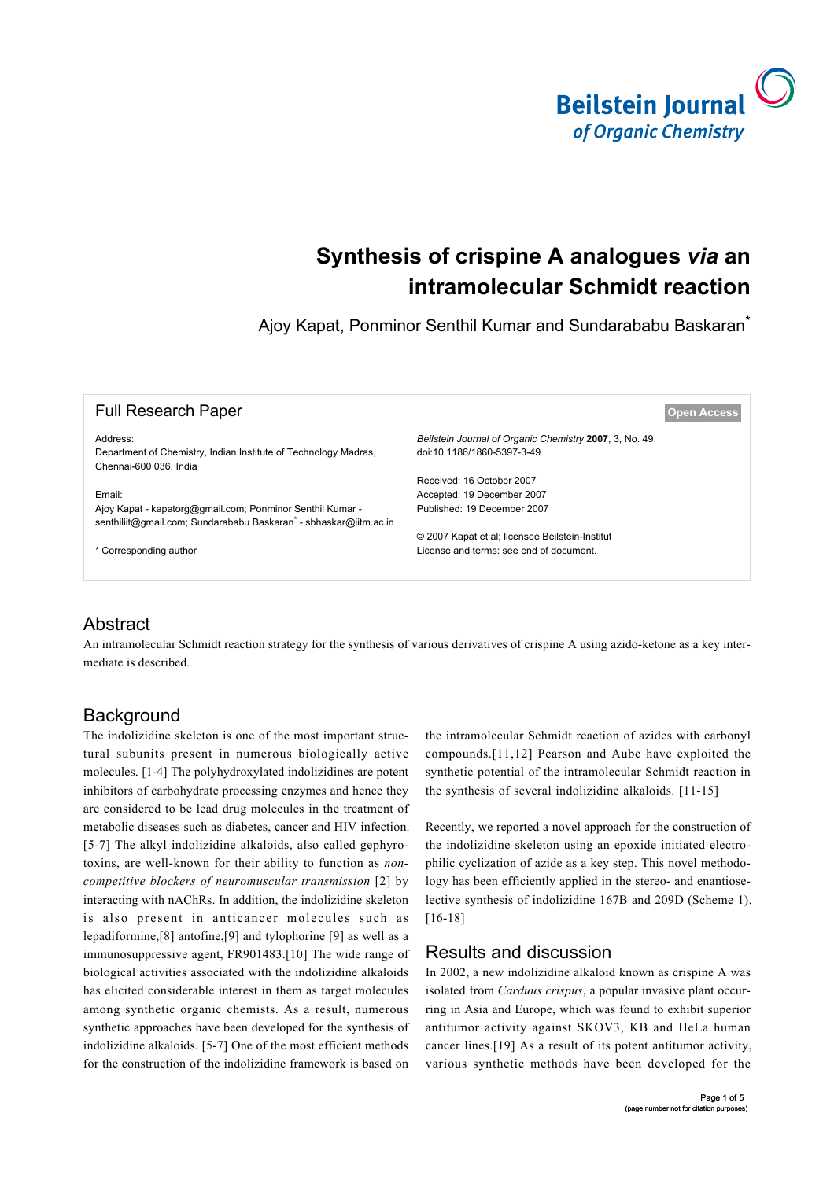# Synthesis of crispine A analogues *via* an intramolecular Schmidt reaction

Ajoy Kapat, Ponminor Senthil Kumar and Sundarababu Baskaran*

Full Research Paper

Open Access

Address:
Department of Chemistry, Indian Institute of Technology Madras, Chennai-600 036, India

Email:
Ajoy Kapat - kapatorg@gmail.com; Ponminor Senthil Kumar - senthiliit@gmail.com; Sundarababu Baskaran* - sbhaskar@iitm.ac.in

\* Corresponding author

*Beilstein Journal of Organic Chemistry* **2007**, 3, No. 49.
doi:10.1186/1860-5397-3-49

Received: 16 October 2007
Accepted: 19 December 2007
Published: 19 December 2007

© 2007 Kapat et al; licensee Beilstein-Institut
License and terms: see end of document.

## Abstract

An intramolecular Schmidt reaction strategy for the synthesis of various derivatives of crispine A using azido-ketone as a key intermediate is described.

## Background

The indolizidine skeleton is one of the most important structural subunits present in numerous biologically active molecules. [1-4] The polyhydroxylated indolizidines are potent inhibitors of carbohydrate processing enzymes and hence they are considered to be lead drug molecules in the treatment of metabolic diseases such as diabetes, cancer and HIV infection. [5-7] The alkyl indolizidine alkaloids, also called gephyrotoxins, are well-known for their ability to function as *non-competitive blockers of neuromuscular transmission* [2] by interacting with nAChRs. In addition, the indolizidine skeleton is also present in anticancer molecules such as lepadiformine,[8] antofine,[9] and tylophorine [9] as well as a immunosuppressive agent, FR901483.[10] The wide range of biological activities associated with the indolizidine alkaloids has elicited considerable interest in them as target molecules among synthetic organic chemists. As a result, numerous synthetic approaches have been developed for the synthesis of indolizidine alkaloids. [5-7] One of the most efficient methods for the construction of the indolizidine framework is based on the intramolecular Schmidt reaction of azides with carbonyl compounds.[11,12] Pearson and Aube have exploited the synthetic potential of the intramolecular Schmidt reaction in the synthesis of several indolizidine alkaloids. [11-15]

Recently, we reported a novel approach for the construction of the indolizidine skeleton using an epoxide initiated electrophilic cyclization of azide as a key step. This novel methodology has been efficiently applied in the stereo- and enantioselective synthesis of indolizidine 167B and 209D (Scheme 1). [16-18]

## Results and discussion

In 2002, a new indolizidine alkaloid known as crispine A was isolated from *Carduus crispus*, a popular invasive plant occurring in Asia and Europe, which was found to exhibit superior antitumor activity against SKOV3, KB and HeLa human cancer lines.[19] As a result of its potent antitumor activity, various synthetic methods have been developed for the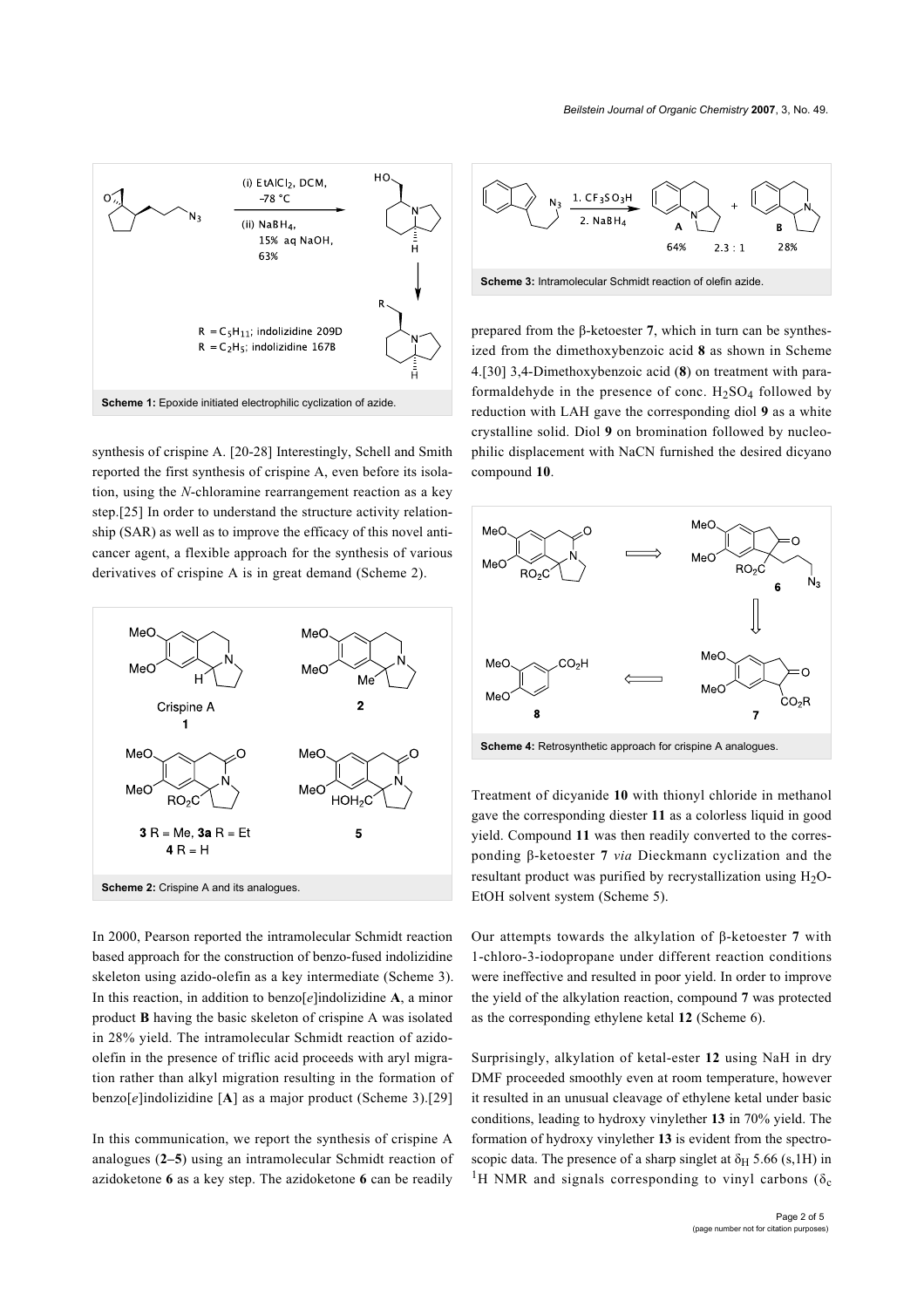**Scheme 1:** Epoxide initiated electrophilic cyclization of azide.

synthesis of crispine A. [20-28] Interestingly, Schell and Smith reported the first synthesis of crispine A, even before its isolation, using the *N*-chloramine rearrangement reaction as a key step.[25] In order to understand the structure activity relationship (SAR) as well as to improve the efficacy of this novel anticancer agent, a flexible approach for the synthesis of various derivatives of crispine A is in great demand (Scheme 2).

**Scheme 2:** Crispine A and its analogues.

In 2000, Pearson reported the intramolecular Schmidt reaction based approach for the construction of benzo-fused indolizidine skeleton using azido-olefin as a key intermediate (Scheme 3). In this reaction, in addition to benzo[*e*]indolizidine **A**, a minor product **B** having the basic skeleton of crispine A was isolated in 28% yield. The intramolecular Schmidt reaction of azido-olefin in the presence of triflic acid proceeds with aryl migration rather than alkyl migration resulting in the formation of benzo[*e*]indolizidine [**A**] as a major product (Scheme 3).[29]

In this communication, we report the synthesis of crispine A analogues (**2–5**) using an intramolecular Schmidt reaction of azidoketone **6** as a key step. The azidoketone **6** can be readily

**Scheme 3:** Intramolecular Schmidt reaction of olefin azide.

prepared from the β-ketoester **7**, which in turn can be synthesized from the dimethoxybenzoic acid **8** as shown in Scheme 4.[30] 3,4-Dimethoxybenzoic acid (**8**) on treatment with paraformaldehyde in the presence of conc. $H_2SO_4$ followed by reduction with LAH gave the corresponding diol **9** as a white crystalline solid. Diol **9** on bromination followed by nucleophilic displacement with NaCN furnished the desired dicyano compound **10**.

**Scheme 4:** Retrosynthetic approach for crispine A analogues.

Treatment of dicyanide **10** with thionyl chloride in methanol gave the corresponding diester **11** as a colorless liquid in good yield. Compound **11** was then readily converted to the corresponding β-ketoester **7** *via* Dieckmann cyclization and the resultant product was purified by recrystallization using $H_2O$-EtOH solvent system (Scheme 5).

Our attempts towards the alkylation of β-ketoester **7** with 1-chloro-3-iodopropane under different reaction conditions were ineffective and resulted in poor yield. In order to improve the yield of the alkylation reaction, compound **7** was protected as the corresponding ethylene ketal **12** (Scheme 6).

Surprisingly, alkylation of ketal-ester **12** using NaH in dry DMF proceeded smoothly even at room temperature, however it resulted in an unusual cleavage of ethylene ketal under basic conditions, leading to hydroxy vinylether **13** in 70% yield. The formation of hydroxy vinylether **13** is evident from the spectroscopic data. The presence of a sharp singlet at $\delta_H$ 5.66 (s,1H) in $^1H$ NMR and signals corresponding to vinyl carbons ($\delta_c$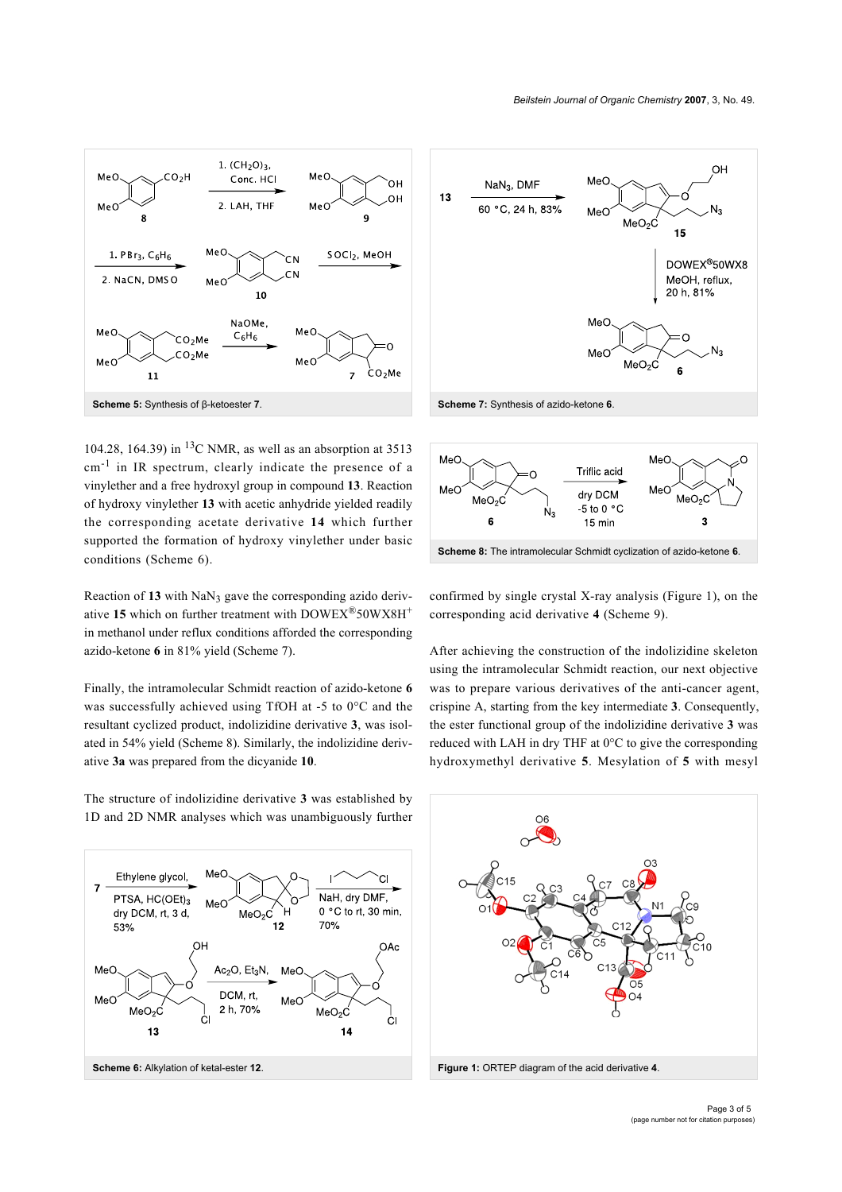Scheme 5: Synthesis of β-ketoester **7**.

Scheme 7: Synthesis of azido-ketone **6**.

104.28, 164.39) in $^{13}C$ NMR, as well as an absorption at 3513 $cm^{-1}$ in IR spectrum, clearly indicate the presence of a vinylether and a free hydroxyl group in compound **13**. Reaction of hydroxy vinylether **13** with acetic anhydride yielded readily the corresponding acetate derivative **14** which further supported the formation of hydroxy vinylether under basic conditions (Scheme 6).

Reaction of **13** with $NaN_3$ gave the corresponding azido derivative **15** which on further treatment with DOWEX®50WX8H$^+$ in methanol under reflux conditions afforded the corresponding azido-ketone **6** in 81% yield (Scheme 7).

Finally, the intramolecular Schmidt reaction of azido-ketone **6** was successfully achieved using TfOH at -5 to 0°C and the resultant cyclized product, indolizidine derivative **3**, was isolated in 54% yield (Scheme 8). Similarly, the indolizidine derivative **3a** was prepared from the dicyanide **10**.

The structure of indolizidine derivative **3** was established by 1D and 2D NMR analyses which was unambiguously further

Scheme 8: The intramolecular Schmidt cyclization of azido-ketone **6**.

confirmed by single crystal X-ray analysis (Figure 1), on the corresponding acid derivative **4** (Scheme 9).

After achieving the construction of the indolizidine skeleton using the intramolecular Schmidt reaction, our next objective was to prepare various derivatives of the anti-cancer agent, crispine A, starting from the key intermediate **3**. Consequently, the ester functional group of the indolizidine derivative **3** was reduced with LAH in dry THF at 0°C to give the corresponding hydroxymethyl derivative **5**. Mesylation of **5** with mesyl

Scheme 6: Alkylation of ketal-ester **12**.

Figure 1: ORTEP diagram of the acid derivative **4**.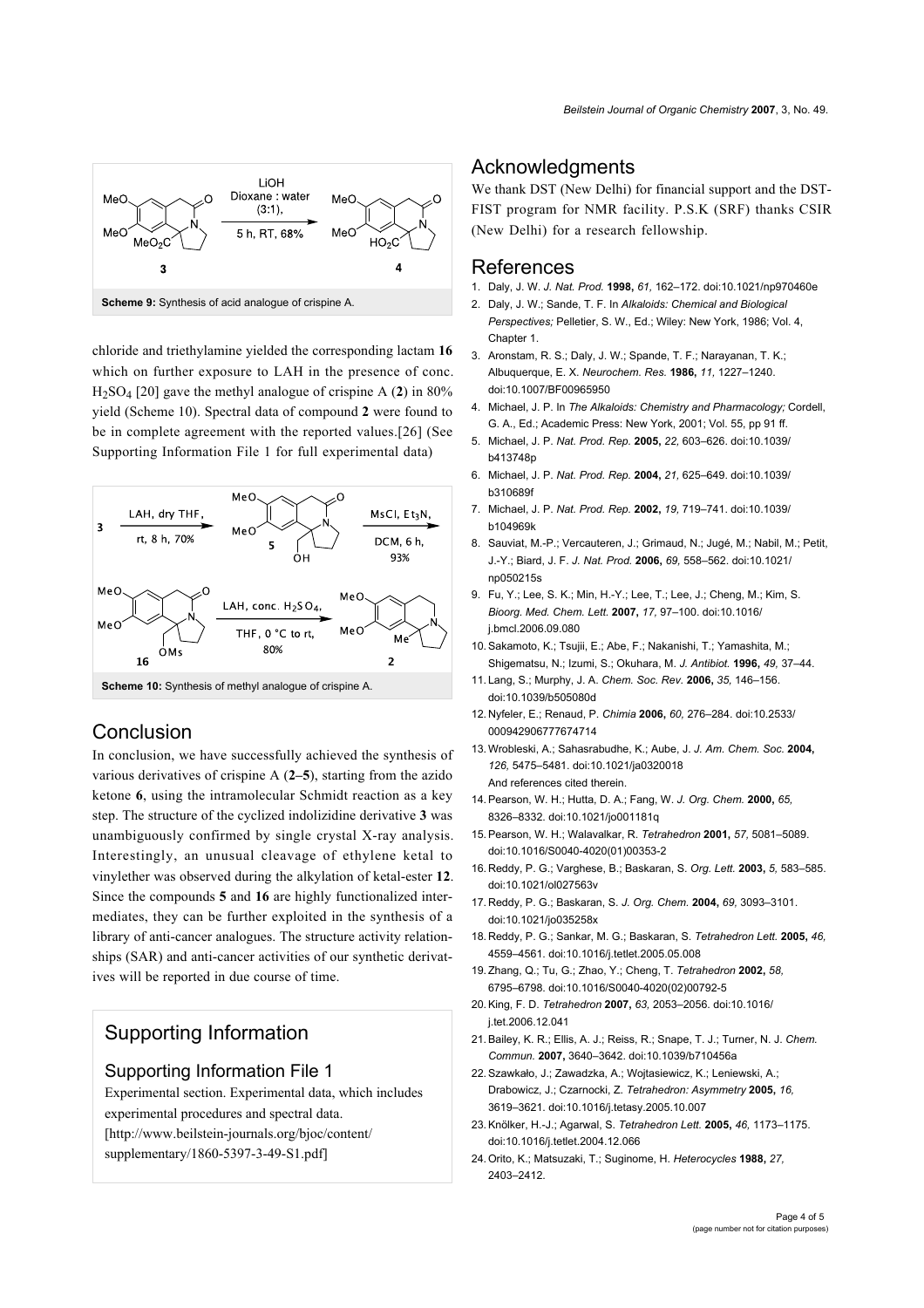Scheme 9: Synthesis of acid analogue of crispine A.

chloride and triethylamine yielded the corresponding lactam **16** which on further exposure to LAH in the presence of conc. $H_2SO_4$ [20] gave the methyl analogue of crispine A (**2**) in 80% yield (Scheme 10). Spectral data of compound **2** were found to be in complete agreement with the reported values.[26] (See Supporting Information File 1 for full experimental data)

Scheme 10: Synthesis of methyl analogue of crispine A.

## Conclusion

In conclusion, we have successfully achieved the synthesis of various derivatives of crispine A (**2–5**), starting from the azido ketone **6**, using the intramolecular Schmidt reaction as a key step. The structure of the cyclized indolizidine derivative **3** was unambiguously confirmed by single crystal X-ray analysis. Interestingly, an unusual cleavage of ethylene ketal to vinylether was observed during the alkylation of ketal-ester **12**. Since the compounds **5** and **16** are highly functionalized intermediates, they can be further exploited in the synthesis of a library of anti-cancer analogues. The structure activity relationships (SAR) and anti-cancer activities of our synthetic derivatives will be reported in due course of time.

## Supporting Information

### Supporting Information File 1

Experimental section. Experimental data, which includes experimental procedures and spectral data.
[http://www.beilstein-journals.org/bjoc/content/supplementary/1860-5397-3-49-S1.pdf]

## Acknowledgments

We thank DST (New Delhi) for financial support and the DST-FIST program for NMR facility. P.S.K (SRF) thanks CSIR (New Delhi) for a research fellowship.

## References

1. Daly, J. W. *J. Nat. Prod.* **1998,** *61,* 162–172. doi:10.1021/np970460e
2. Daly, J. W.; Sande, T. F. In *Alkaloids: Chemical and Biological Perspectives;* Pelletier, S. W., Ed.; Wiley: New York, 1986; Vol. 4, Chapter 1.
3. Aronstam, R. S.; Daly, J. W.; Spande, T. F.; Narayanan, T. K.; Albuquerque, E. X. *Neurochem. Res.* **1986,** *11,* 1227–1240. doi:10.1007/BF00965950
4. Michael, J. P. In *The Alkaloids: Chemistry and Pharmacology;* Cordell, G. A., Ed.; Academic Press: New York, 2001; Vol. 55, pp 91 ff.
5. Michael, J. P. *Nat. Prod. Rep.* **2005,** *22,* 603–626. doi:10.1039/b413748p
6. Michael, J. P. *Nat. Prod. Rep.* **2004,** *21,* 625–649. doi:10.1039/b310689f
7. Michael, J. P. *Nat. Prod. Rep.* **2002,** *19,* 719–741. doi:10.1039/b104969k
8. Sauviat, M.-P.; Vercauteren, J.; Grimaud, N.; Jugé, M.; Nabil, M.; Petit, J.-Y.; Biard, J. F. *J. Nat. Prod.* **2006,** *69,* 558–562. doi:10.1021/np050215s
9. Fu, Y.; Lee, S. K.; Min, H.-Y.; Lee, T.; Lee, J.; Cheng, M.; Kim, S. *Bioorg. Med. Chem. Lett.* **2007,** *17,* 97–100. doi:10.1016/j.bmcl.2006.09.080
10. Sakamoto, K.; Tsujii, E.; Abe, F.; Nakanishi, T.; Yamashita, M.; Shigematsu, N.; Izumi, S.; Okuhara, M. *J. Antibiot.* **1996,** *49,* 37–44.
11. Lang, S.; Murphy, J. A. *Chem. Soc. Rev.* **2006,** *35,* 146–156. doi:10.1039/b505080d
12. Nyfeler, E.; Renaud, P. *Chimia* **2006,** *60,* 276–284. doi:10.2533/000942906777674714
13. Wrobleski, A.; Sahasrabudhe, K.; Aube, J. *J. Am. Chem. Soc.* **2004,** *126,* 5475–5481. doi:10.1021/ja0320018
And references cited therein.
14. Pearson, W. H.; Hutta, D. A.; Fang, W. *J. Org. Chem.* **2000,** *65,* 8326–8332. doi:10.1021/jo001181q
15. Pearson, W. H.; Walavalkar, R. *Tetrahedron* **2001,** *57,* 5081–5089. doi:10.1016/S0040-4020(01)00353-2
16. Reddy, P. G.; Varghese, B.; Baskaran, S. *Org. Lett.* **2003,** *5,* 583–585. doi:10.1021/ol027563v
17. Reddy, P. G.; Baskaran, S. *J. Org. Chem.* **2004,** *69,* 3093–3101. doi:10.1021/jo035258x
18. Reddy, P. G.; Sankar, M. G.; Baskaran, S. *Tetrahedron Lett.* **2005,** *46,* 4559–4561. doi:10.1016/j.tetlet.2005.05.008
19. Zhang, Q.; Tu, G.; Zhao, Y.; Cheng, T. *Tetrahedron* **2002,** *58,* 6795–6798. doi:10.1016/S0040-4020(02)00792-5
20. King, F. D. *Tetrahedron* **2007,** *63,* 2053–2056. doi:10.1016/j.tet.2006.12.041
21. Bailey, K. R.; Ellis, A. J.; Reiss, R.; Snape, T. J.; Turner, N. J. *Chem. Commun.* **2007,** 3640–3642. doi:10.1039/b710456a
22. Szawkało, J.; Zawadzka, A.; Wojtasiewicz, K.; Leniewski, A.; Drabowicz, J.; Czarnocki, Z. *Tetrahedron: Asymmetry* **2005,** *16,* 3619–3621. doi:10.1016/j.tetasy.2005.10.007
23. Knölker, H.-J.; Agarwal, S. *Tetrahedron Lett.* **2005,** *46,* 1173–1175. doi:10.1016/j.tetlet.2004.12.066
24. Orito, K.; Matsuzaki, T.; Suginome, H. *Heterocycles* **1988,** *27,* 2403–2412.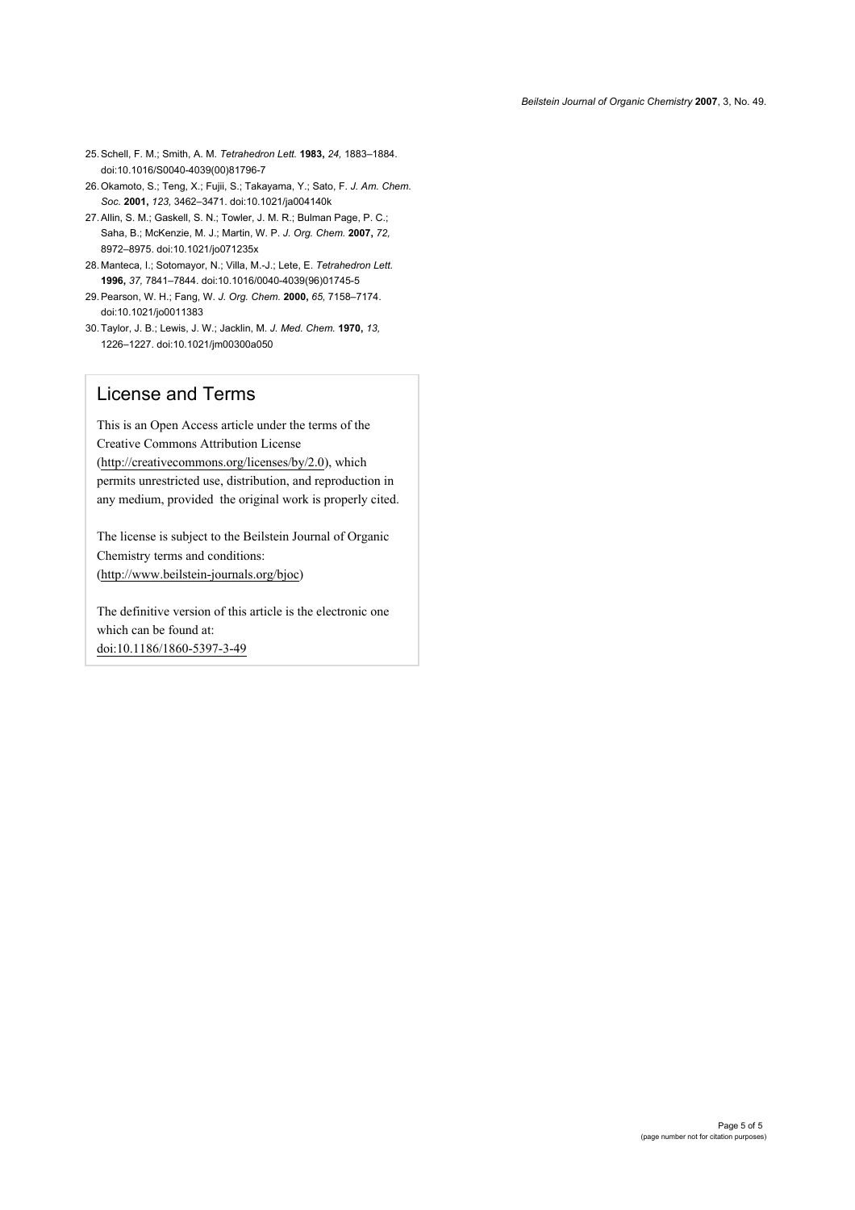25. Schell, F. M.; Smith, A. M. *Tetrahedron Lett.* **1983,** *24,* 1883–1884. doi:10.1016/S0040-4039(00)81796-7
26. Okamoto, S.; Teng, X.; Fujii, S.; Takayama, Y.; Sato, F. *J. Am. Chem. Soc.* **2001,** *123,* 3462–3471. doi:10.1021/ja004140k
27. Allin, S. M.; Gaskell, S. N.; Towler, J. M. R.; Bulman Page, P. C.; Saha, B.; McKenzie, M. J.; Martin, W. P. *J. Org. Chem.* **2007,** *72,* 8972–8975. doi:10.1021/jo071235x
28. Manteca, I.; Sotomayor, N.; Villa, M.-J.; Lete, E. *Tetrahedron Lett.* **1996,** *37,* 7841–7844. doi:10.1016/0040-4039(96)01745-5
29. Pearson, W. H.; Fang, W. *J. Org. Chem.* **2000,** *65,* 7158–7174. doi:10.1021/jo0011383
30. Taylor, J. B.; Lewis, J. W.; Jacklin, M. *J. Med. Chem.* **1970,** *13,* 1226–1227. doi:10.1021/jm00300a050

## License and Terms

This is an Open Access article under the terms of the Creative Commons Attribution License (http://creativecommons.org/licenses/by/2.0), which permits unrestricted use, distribution, and reproduction in any medium, provided the original work is properly cited.

The license is subject to the Beilstein Journal of Organic Chemistry terms and conditions: (http://www.beilstein-journals.org/bjoc)

The definitive version of this article is the electronic one which can be found at: doi:10.1186/1860-5397-3-49